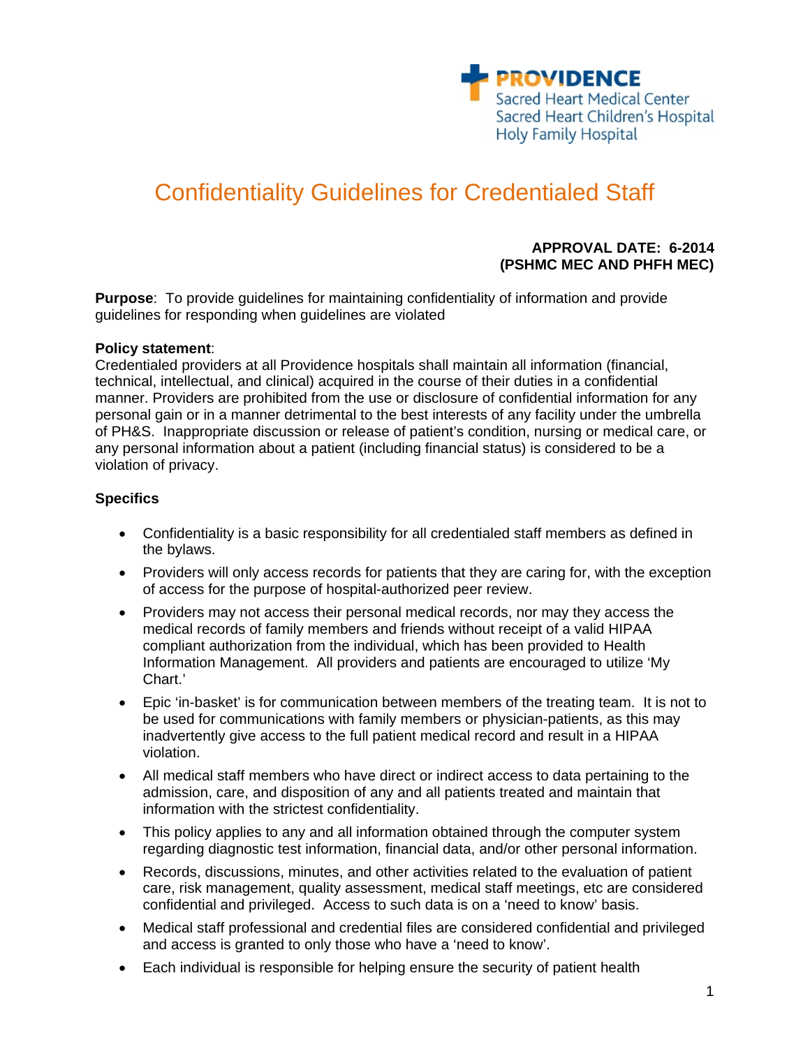PROVIDENCE
Sacred Heart Medical Center
Sacred Heart Children's Hospital
Holy Family Hospital

# Confidentiality Guidelines for Credentialed Staff

**APPROVAL DATE: 6-2014**
**(PSHMC MEC AND PHFH MEC)**

**Purpose**: To provide guidelines for maintaining confidentiality of information and provide guidelines for responding when guidelines are violated

**Policy statement**:
Credentialed providers at all Providence hospitals shall maintain all information (financial, technical, intellectual, and clinical) acquired in the course of their duties in a confidential manner. Providers are prohibited from the use or disclosure of confidential information for any personal gain or in a manner detrimental to the best interests of any facility under the umbrella of PH&S. Inappropriate discussion or release of patient's condition, nursing or medical care, or any personal information about a patient (including financial status) is considered to be a violation of privacy.

**Specifics**

- Confidentiality is a basic responsibility for all credentialed staff members as defined in the bylaws.
- Providers will only access records for patients that they are caring for, with the exception of access for the purpose of hospital-authorized peer review.
- Providers may not access their personal medical records, nor may they access the medical records of family members and friends without receipt of a valid HIPAA compliant authorization from the individual, which has been provided to Health Information Management. All providers and patients are encouraged to utilize 'My Chart.'
- Epic 'in-basket' is for communication between members of the treating team. It is not to be used for communications with family members or physician-patients, as this may inadvertently give access to the full patient medical record and result in a HIPAA violation.
- All medical staff members who have direct or indirect access to data pertaining to the admission, care, and disposition of any and all patients treated and maintain that information with the strictest confidentiality.
- This policy applies to any and all information obtained through the computer system regarding diagnostic test information, financial data, and/or other personal information.
- Records, discussions, minutes, and other activities related to the evaluation of patient care, risk management, quality assessment, medical staff meetings, etc are considered confidential and privileged. Access to such data is on a 'need to know' basis.
- Medical staff professional and credential files are considered confidential and privileged and access is granted to only those who have a 'need to know'.
- Each individual is responsible for helping ensure the security of patient health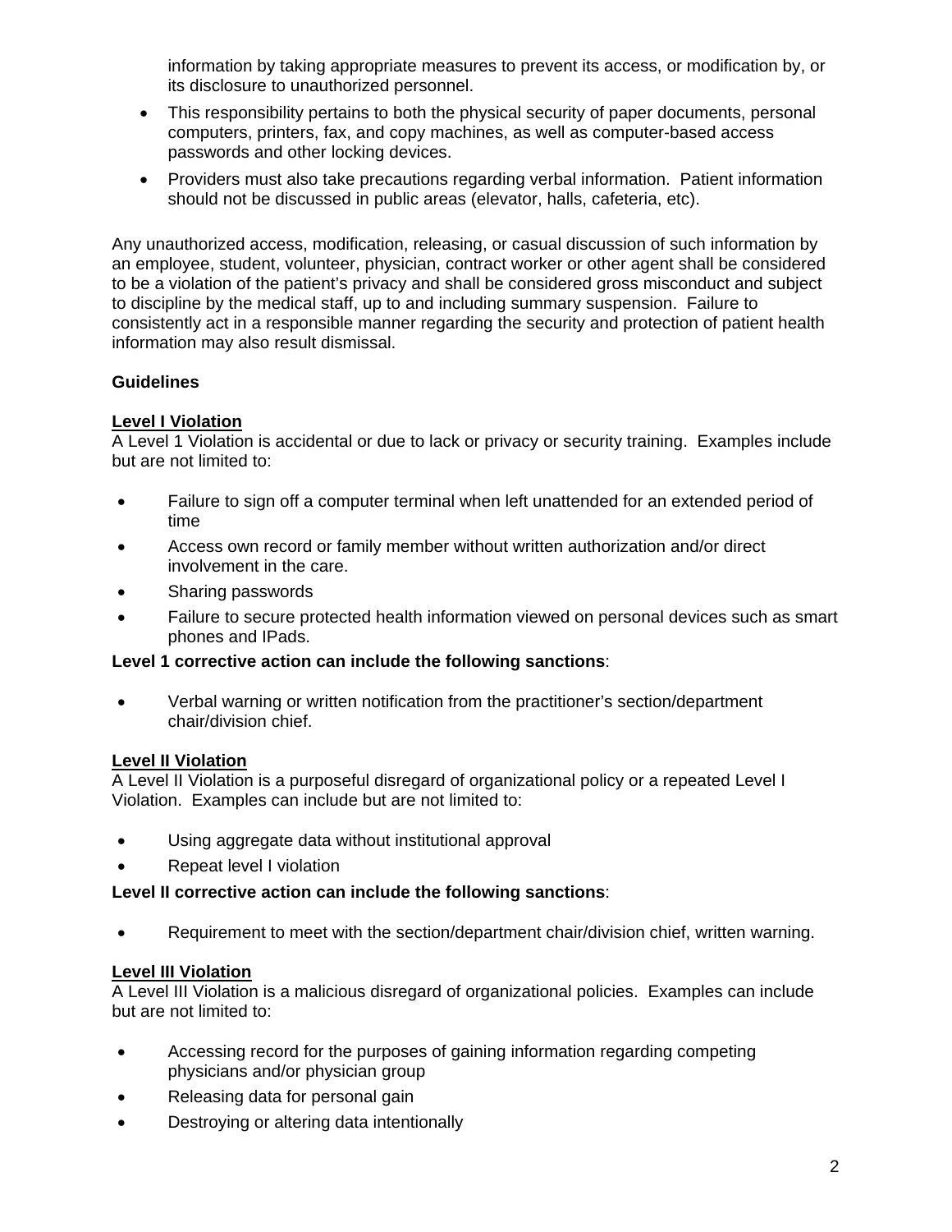information by taking appropriate measures to prevent its access, or modification by, or its disclosure to unauthorized personnel.

- This responsibility pertains to both the physical security of paper documents, personal computers, printers, fax, and copy machines, as well as computer-based access passwords and other locking devices.
- Providers must also take precautions regarding verbal information. Patient information should not be discussed in public areas (elevator, halls, cafeteria, etc).

Any unauthorized access, modification, releasing, or casual discussion of such information by an employee, student, volunteer, physician, contract worker or other agent shall be considered to be a violation of the patient's privacy and shall be considered gross misconduct and subject to discipline by the medical staff, up to and including summary suspension. Failure to consistently act in a responsible manner regarding the security and protection of patient health information may also result dismissal.

**Guidelines**

**Level I Violation**

A Level 1 Violation is accidental or due to lack or privacy or security training. Examples include but are not limited to:

- Failure to sign off a computer terminal when left unattended for an extended period of time
- Access own record or family member without written authorization and/or direct involvement in the care.
- Sharing passwords
- Failure to secure protected health information viewed on personal devices such as smart phones and IPads.

**Level 1 corrective action can include the following sanctions**:

- Verbal warning or written notification from the practitioner's section/department chair/division chief.

**Level II Violation**

A Level II Violation is a purposeful disregard of organizational policy or a repeated Level I Violation. Examples can include but are not limited to:

- Using aggregate data without institutional approval
- Repeat level I violation

**Level II corrective action can include the following sanctions**:

- Requirement to meet with the section/department chair/division chief, written warning.

**Level III Violation**

A Level III Violation is a malicious disregard of organizational policies. Examples can include but are not limited to:

- Accessing record for the purposes of gaining information regarding competing physicians and/or physician group
- Releasing data for personal gain
- Destroying or altering data intentionally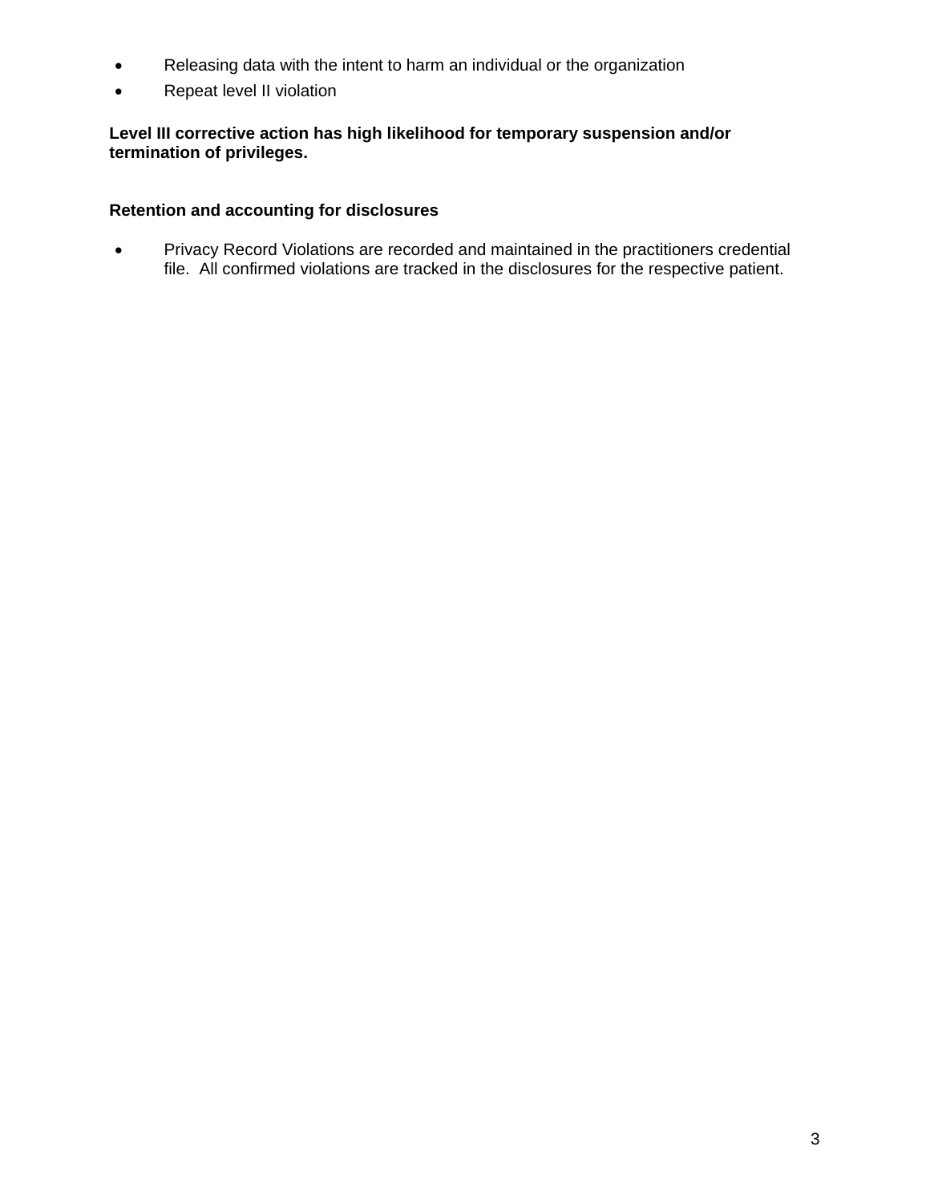- Releasing data with the intent to harm an individual or the organization
- Repeat level II violation

**Level III corrective action has high likelihood for temporary suspension and/or termination of privileges.**

**Retention and accounting for disclosures**

- Privacy Record Violations are recorded and maintained in the practitioners credential file. All confirmed violations are tracked in the disclosures for the respective patient.